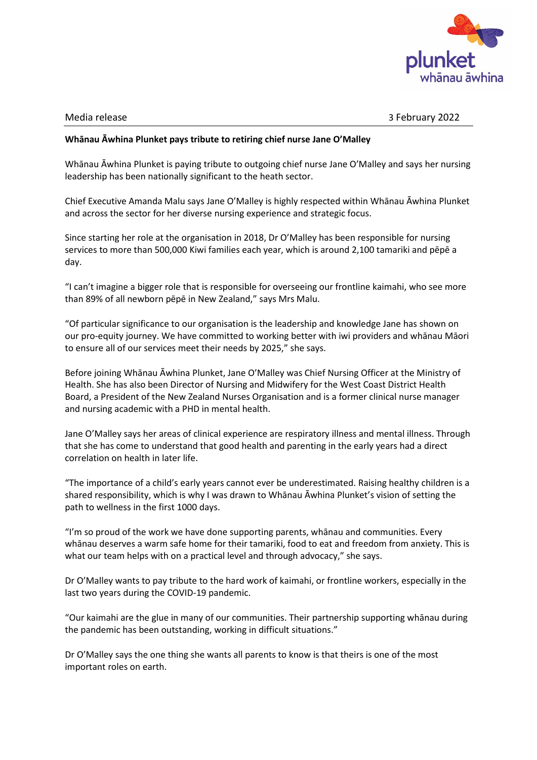Media release 3 February 2022

**Whānau Āwhina Plunket pays tribute to retiring chief nurse Jane O'Malley**

Whānau Āwhina Plunket is paying tribute to outgoing chief nurse Jane O'Malley and says her nursing leadership has been nationally significant to the heath sector.

Chief Executive Amanda Malu says Jane O'Malley is highly respected within Whānau Āwhina Plunket and across the sector for her diverse nursing experience and strategic focus.

Since starting her role at the organisation in 2018, Dr O'Malley has been responsible for nursing services to more than 500,000 Kiwi families each year, which is around 2,100 tamariki and pēpē a day.

"I can't imagine a bigger role that is responsible for overseeing our frontline kaimahi, who see more than 89% of all newborn pēpē in New Zealand," says Mrs Malu.

"Of particular significance to our organisation is the leadership and knowledge Jane has shown on our pro-equity journey. We have committed to working better with iwi providers and whānau Māori to ensure all of our services meet their needs by 2025," she says.

Before joining Whānau Āwhina Plunket, Jane O'Malley was Chief Nursing Officer at the Ministry of Health. She has also been Director of Nursing and Midwifery for the West Coast District Health Board, a President of the New Zealand Nurses Organisation and is a former clinical nurse manager and nursing academic with a PHD in mental health.

Jane O'Malley says her areas of clinical experience are respiratory illness and mental illness. Through that she has come to understand that good health and parenting in the early years had a direct correlation on health in later life.

"The importance of a child's early years cannot ever be underestimated. Raising healthy children is a shared responsibility, which is why I was drawn to Whānau Āwhina Plunket's vision of setting the path to wellness in the first 1000 days.

"I'm so proud of the work we have done supporting parents, whānau and communities. Every whānau deserves a warm safe home for their tamariki, food to eat and freedom from anxiety. This is what our team helps with on a practical level and through advocacy," she says.

Dr O'Malley wants to pay tribute to the hard work of kaimahi, or frontline workers, especially in the last two years during the COVID-19 pandemic.

"Our kaimahi are the glue in many of our communities. Their partnership supporting whānau during the pandemic has been outstanding, working in difficult situations."

Dr O'Malley says the one thing she wants all parents to know is that theirs is one of the most important roles on earth.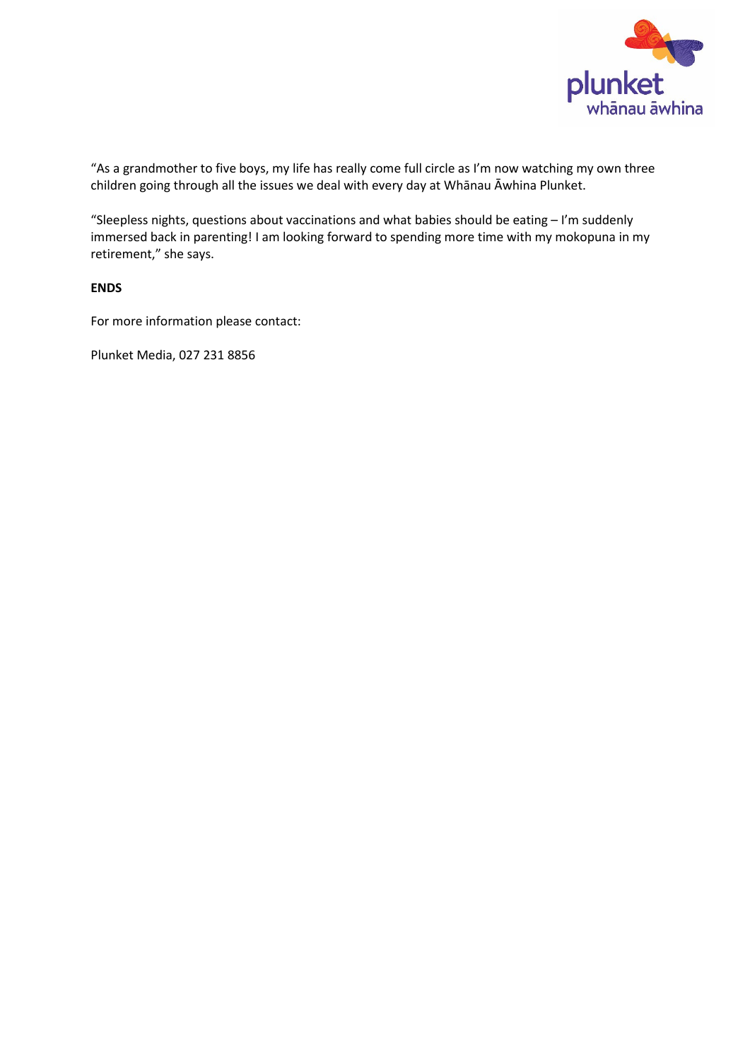"As a grandmother to five boys, my life has really come full circle as I'm now watching my own three children going through all the issues we deal with every day at Whānau Āwhina Plunket.

"Sleepless nights, questions about vaccinations and what babies should be eating – I'm suddenly immersed back in parenting! I am looking forward to spending more time with my mokopuna in my retirement," she says.

**ENDS**

For more information please contact:

Plunket Media, 027 231 8856